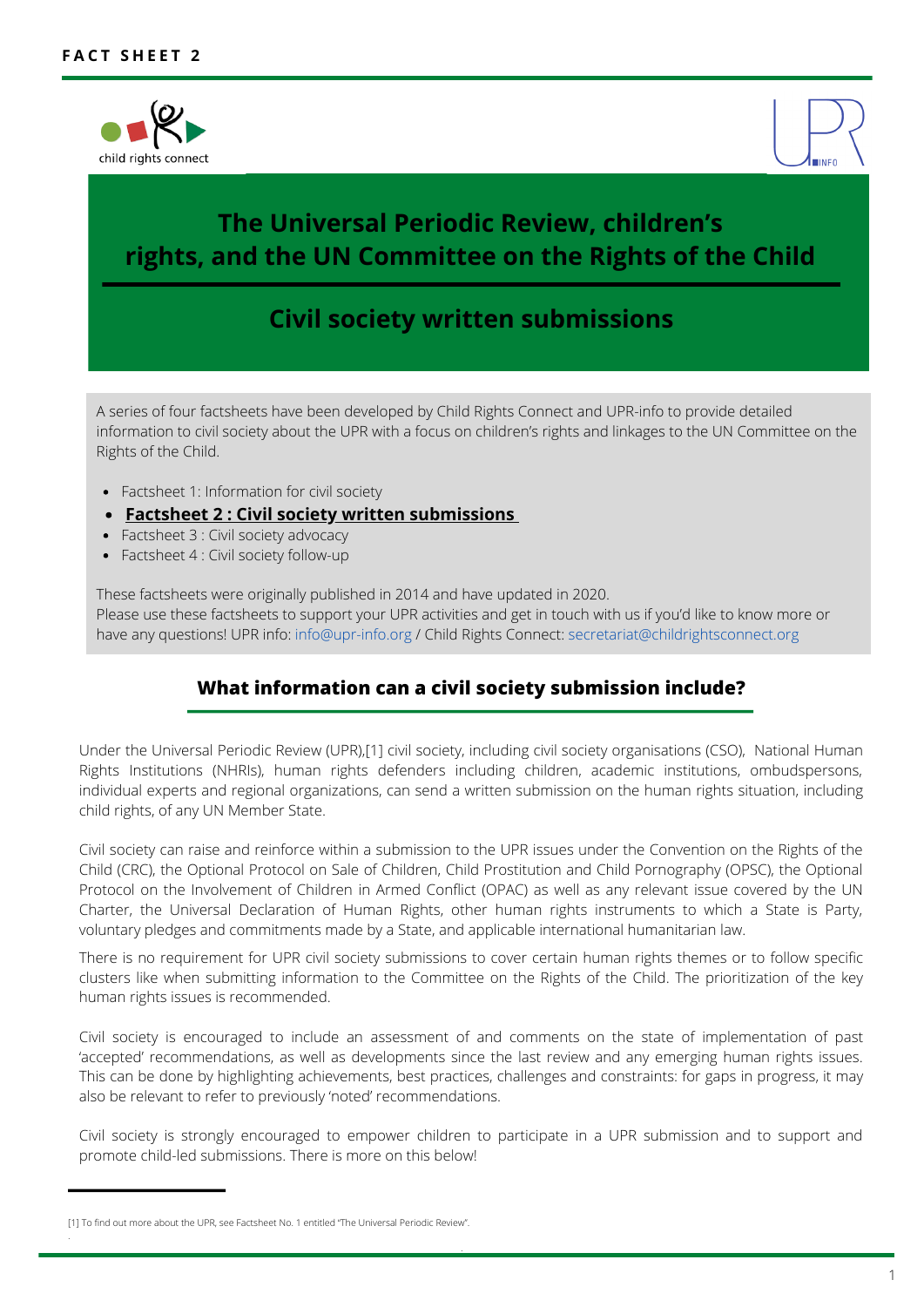**FACT SHEET 2**

child rights connect

# The Universal Periodic Review, children's rights, and the UN Committee on the Rights of the Child

## Civil society written submissions

A series of four factsheets have been developed by Child Rights Connect and UPR-info to provide detailed information to civil society about the UPR with a focus on children's rights and linkages to the UN Committee on the Rights of the Child.

- Factsheet 1: Information for civil society
- **Factsheet 2 : Civil society written submissions**
- Factsheet 3 : Civil society advocacy
- Factsheet 4 : Civil society follow-up

These factsheets were originally published in 2014 and have updated in 2020.
Please use these factsheets to support your UPR activities and get in touch with us if you'd like to know more or have any questions! UPR info: info@upr-info.org / Child Rights Connect: secretariat@childrightsconnect.org

### What information can a civil society submission include?

Under the Universal Periodic Review (UPR),[1] civil society, including civil society organisations (CSO), National Human Rights Institutions (NHRIs), human rights defenders including children, academic institutions, ombudspersons, individual experts and regional organizations, can send a written submission on the human rights situation, including child rights, of any UN Member State.

Civil society can raise and reinforce within a submission to the UPR issues under the Convention on the Rights of the Child (CRC), the Optional Protocol on Sale of Children, Child Prostitution and Child Pornography (OPSC), the Optional Protocol on the Involvement of Children in Armed Conflict (OPAC) as well as any relevant issue covered by the UN Charter, the Universal Declaration of Human Rights, other human rights instruments to which a State is Party, voluntary pledges and commitments made by a State, and applicable international humanitarian law.

There is no requirement for UPR civil society submissions to cover certain human rights themes or to follow specific clusters like when submitting information to the Committee on the Rights of the Child. The prioritization of the key human rights issues is recommended.

Civil society is encouraged to include an assessment of and comments on the state of implementation of past 'accepted' recommendations, as well as developments since the last review and any emerging human rights issues. This can be done by highlighting achievements, best practices, challenges and constraints: for gaps in progress, it may also be relevant to refer to previously 'noted' recommendations.

Civil society is strongly encouraged to empower children to participate in a UPR submission and to support and promote child-led submissions. There is more on this below!

[1] To find out more about the UPR, see Factsheet No. 1 entitled "The Universal Periodic Review".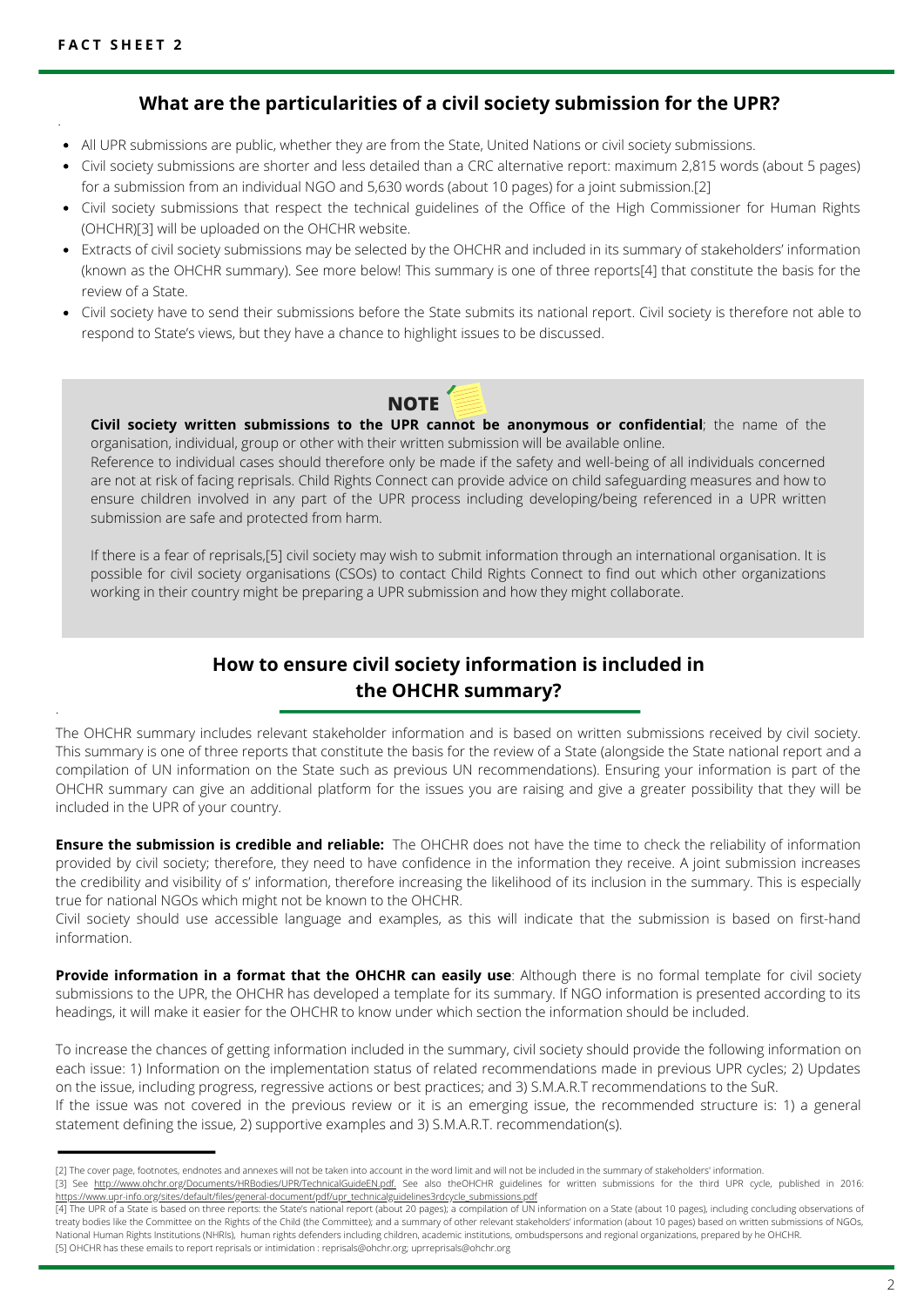**FACT SHEET 2**

## What are the particularities of a civil society submission for the UPR?

- All UPR submissions are public, whether they are from the State, United Nations or civil society submissions.
- Civil society submissions are shorter and less detailed than a CRC alternative report: maximum 2,815 words (about 5 pages) for a submission from an individual NGO and 5,630 words (about 10 pages) for a joint submission.[2]
- Civil society submissions that respect the technical guidelines of the Office of the High Commissioner for Human Rights (OHCHR)[3] will be uploaded on the OHCHR website.
- Extracts of civil society submissions may be selected by the OHCHR and included in its summary of stakeholders' information (known as the OHCHR summary). See more below! This summary is one of three reports[4] that constitute the basis for the review of a State.
- Civil society have to send their submissions before the State submits its national report. Civil society is therefore not able to respond to State's views, but they have a chance to highlight issues to be discussed.

**NOTE**

**Civil society written submissions to the UPR cannot be anonymous or confidential**; the name of the organisation, individual, group or other with their written submission will be available online.
Reference to individual cases should therefore only be made if the safety and well-being of all individuals concerned are not at risk of facing reprisals. Child Rights Connect can provide advice on child safeguarding measures and how to ensure children involved in any part of the UPR process including developing/being referenced in a UPR written submission are safe and protected from harm.

If there is a fear of reprisals,[5] civil society may wish to submit information through an international organisation. It is possible for civil society organisations (CSOs) to contact Child Rights Connect to find out which other organizations working in their country might be preparing a UPR submission and how they might collaborate.

## How to ensure civil society information is included in the OHCHR summary?

The OHCHR summary includes relevant stakeholder information and is based on written submissions received by civil society. This summary is one of three reports that constitute the basis for the review of a State (alongside the State national report and a compilation of UN information on the State such as previous UN recommendations). Ensuring your information is part of the OHCHR summary can give an additional platform for the issues you are raising and give a greater possibility that they will be included in the UPR of your country.

**Ensure the submission is credible and reliable:** The OHCHR does not have the time to check the reliability of information provided by civil society; therefore, they need to have confidence in the information they receive. A joint submission increases the credibility and visibility of s' information, therefore increasing the likelihood of its inclusion in the summary. This is especially true for national NGOs which might not be known to the OHCHR.
Civil society should use accessible language and examples, as this will indicate that the submission is based on first-hand information.

**Provide information in a format that the OHCHR can easily use**: Although there is no formal template for civil society submissions to the UPR, the OHCHR has developed a template for its summary. If NGO information is presented according to its headings, it will make it easier for the OHCHR to know under which section the information should be included.

To increase the chances of getting information included in the summary, civil society should provide the following information on each issue: 1) Information on the implementation status of related recommendations made in previous UPR cycles; 2) Updates on the issue, including progress, regressive actions or best practices; and 3) S.M.A.R.T recommendations to the SuR.
If the issue was not covered in the previous review or it is an emerging issue, the recommended structure is: 1) a general statement defining the issue, 2) supportive examples and 3) S.M.A.R.T. recommendation(s).

---

[2] The cover page, footnotes, endnotes and annexes will not be taken into account in the word limit and will not be included in the summary of stakeholders' information.
[3] See http://www.ohchr.org/Documents/HRBodies/UPR/TechnicalGuideEN.pdf. See also theOHCHR guidelines for written submissions for the third UPR cycle, published in 2016: https://www.upr-info.org/sites/default/files/general-document/pdf/upr_technicalguidelines3rdcycle_submissions.pdf
[4] The UPR of a State is based on three reports: the State's national report (about 20 pages); a compilation of UN information on a State (about 10 pages), including concluding observations of treaty bodies like the Committee on the Rights of the Child (the Committee); and a summary of other relevant stakeholders' information (about 10 pages) based on written submissions of NGOs, National Human Rights Institutions (NHRIs), human rights defenders including children, academic institutions, ombudspersons and regional organizations, prepared by he OHCHR.
[5] OHCHR has these emails to report reprisals or intimidation : reprisals@ohchr.org; uprreprisals@ohchr.org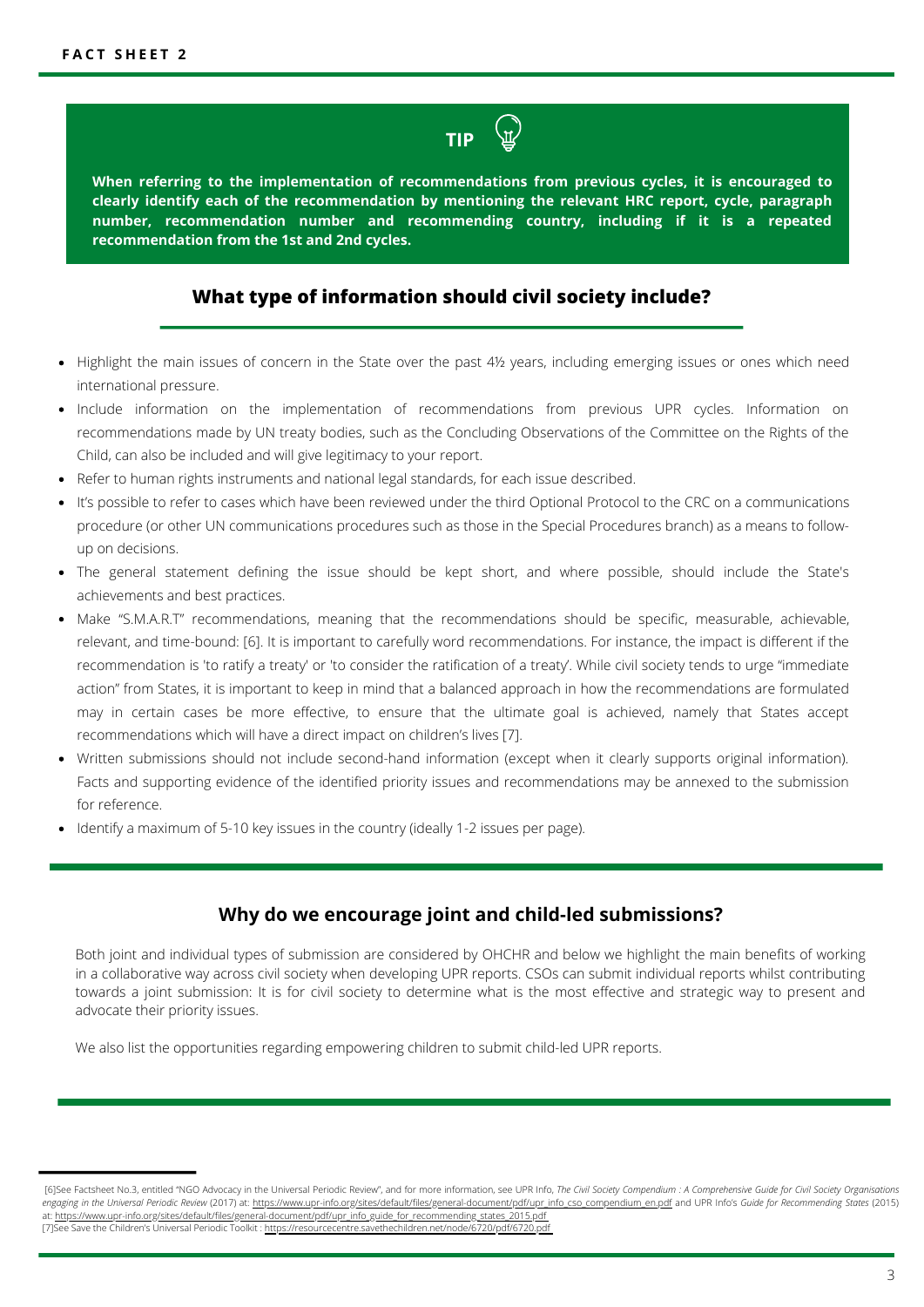**TIP**

**When referring to the implementation of recommendations from previous cycles, it is encouraged to clearly identify each of the recommendation by mentioning the relevant HRC report, cycle, paragraph number, recommendation number and recommending country, including if it is a repeated recommendation from the 1st and 2nd cycles.**

## What type of information should civil society include?

- Highlight the main issues of concern in the State over the past 4½ years, including emerging issues or ones which need international pressure.
- Include information on the implementation of recommendations from previous UPR cycles. Information on recommendations made by UN treaty bodies, such as the Concluding Observations of the Committee on the Rights of the Child, can also be included and will give legitimacy to your report.
- Refer to human rights instruments and national legal standards, for each issue described.
- It's possible to refer to cases which have been reviewed under the third Optional Protocol to the CRC on a communications procedure (or other UN communications procedures such as those in the Special Procedures branch) as a means to follow-up on decisions.
- The general statement defining the issue should be kept short, and where possible, should include the State's achievements and best practices.
- Make "S.M.A.R.T" recommendations, meaning that the recommendations should be specific, measurable, achievable, relevant, and time-bound: [6]. It is important to carefully word recommendations. For instance, the impact is different if the recommendation is 'to ratify a treaty' or 'to consider the ratification of a treaty'. While civil society tends to urge "immediate action" from States, it is important to keep in mind that a balanced approach in how the recommendations are formulated may in certain cases be more effective, to ensure that the ultimate goal is achieved, namely that States accept recommendations which will have a direct impact on children's lives [7].
- Written submissions should not include second-hand information (except when it clearly supports original information). Facts and supporting evidence of the identified priority issues and recommendations may be annexed to the submission for reference.
- Identify a maximum of 5-10 key issues in the country (ideally 1-2 issues per page).

## Why do we encourage joint and child-led submissions?

Both joint and individual types of submission are considered by OHCHR and below we highlight the main benefits of working in a collaborative way across civil society when developing UPR reports. CSOs can submit individual reports whilst contributing towards a joint submission: It is for civil society to determine what is the most effective and strategic way to present and advocate their priority issues.

We also list the opportunities regarding empowering children to submit child-led UPR reports.

---

[6]See Factsheet No.3, entitled "NGO Advocacy in the Universal Periodic Review", and for more information, see UPR Info, *The Civil Society Compendium : A Comprehensive Guide for Civil Society Organisations engaging in the Universal Periodic Review* (2017) at: https://www.upr-info.org/sites/default/files/general-document/pdf/upr_info_cso_compendium_en.pdf and UPR Info's *Guide for Recommending States* (2015) at: https://www.upr-info.org/sites/default/files/general-document/pdf/upr_info_guide_for_recommending_states_2015.pdf
[7]See Save the Children's Universal Periodic Toolkit : https://resourcecentre.savethechildren.net/node/6720/pdf/6720.pdf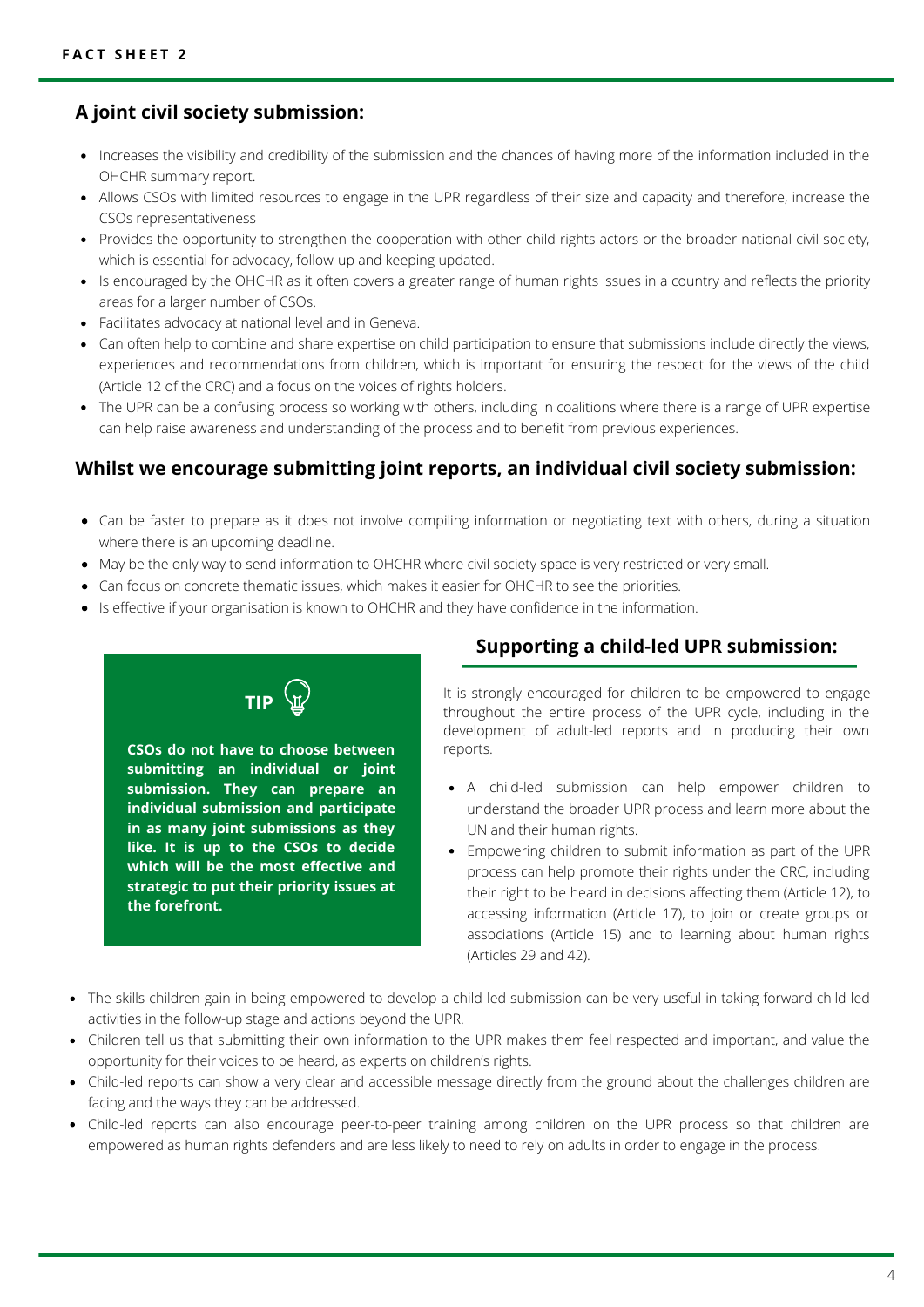## A joint civil society submission:

- Increases the visibility and credibility of the submission and the chances of having more of the information included in the OHCHR summary report.
- Allows CSOs with limited resources to engage in the UPR regardless of their size and capacity and therefore, increase the CSOs representativeness
- Provides the opportunity to strengthen the cooperation with other child rights actors or the broader national civil society, which is essential for advocacy, follow-up and keeping updated.
- Is encouraged by the OHCHR as it often covers a greater range of human rights issues in a country and reflects the priority areas for a larger number of CSOs.
- Facilitates advocacy at national level and in Geneva.
- Can often help to combine and share expertise on child participation to ensure that submissions include directly the views, experiences and recommendations from children, which is important for ensuring the respect for the views of the child (Article 12 of the CRC) and a focus on the voices of rights holders.
- The UPR can be a confusing process so working with others, including in coalitions where there is a range of UPR expertise can help raise awareness and understanding of the process and to benefit from previous experiences.

## Whilst we encourage submitting joint reports, an individual civil society submission:

- Can be faster to prepare as it does not involve compiling information or negotiating text with others, during a situation where there is an upcoming deadline.
- May be the only way to send information to OHCHR where civil society space is very restricted or very small.
- Can focus on concrete thematic issues, which makes it easier for OHCHR to see the priorities.
- Is effective if your organisation is known to OHCHR and they have confidence in the information.

**TIP**

**CSOs do not have to choose between submitting an individual or joint submission. They can prepare an individual submission and participate in as many joint submissions as they like. It is up to the CSOs to decide which will be the most effective and strategic to put their priority issues at the forefront.**

## Supporting a child-led UPR submission:

It is strongly encouraged for children to be empowered to engage throughout the entire process of the UPR cycle, including in the development of adult-led reports and in producing their own reports.

- A child-led submission can help empower children to understand the broader UPR process and learn more about the UN and their human rights.
- Empowering children to submit information as part of the UPR process can help promote their rights under the CRC, including their right to be heard in decisions affecting them (Article 12), to accessing information (Article 17), to join or create groups or associations (Article 15) and to learning about human rights (Articles 29 and 42).
- The skills children gain in being empowered to develop a child-led submission can be very useful in taking forward child-led activities in the follow-up stage and actions beyond the UPR.
- Children tell us that submitting their own information to the UPR makes them feel respected and important, and value the opportunity for their voices to be heard, as experts on children's rights.
- Child-led reports can show a very clear and accessible message directly from the ground about the challenges children are facing and the ways they can be addressed.
- Child-led reports can also encourage peer-to-peer training among children on the UPR process so that children are empowered as human rights defenders and are less likely to need to rely on adults in order to engage in the process.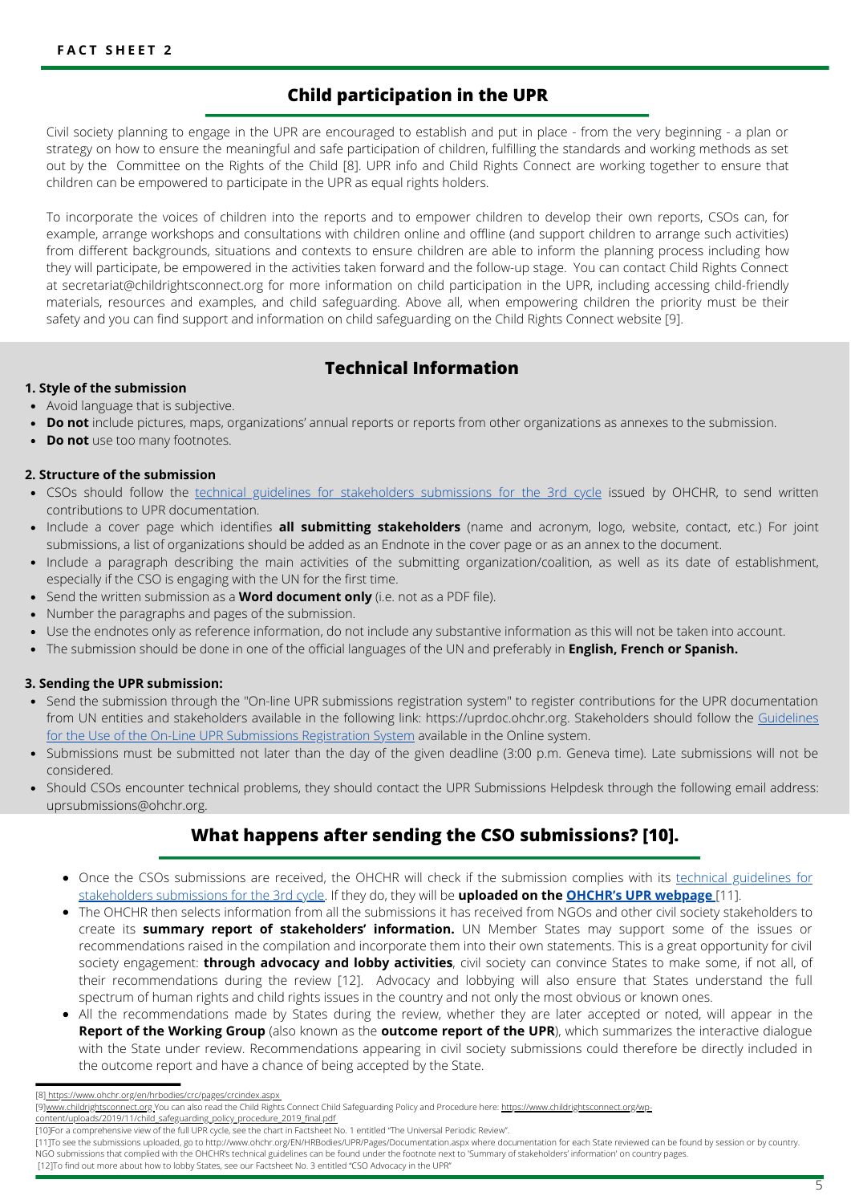FACT SHEET 2

## Child participation in the UPR

Civil society planning to engage in the UPR are encouraged to establish and put in place - from the very beginning - a plan or strategy on how to ensure the meaningful and safe participation of children, fulfilling the standards and working methods as set out by the Committee on the Rights of the Child [8]. UPR info and Child Rights Connect are working together to ensure that children can be empowered to participate in the UPR as equal rights holders.

To incorporate the voices of children into the reports and to empower children to develop their own reports, CSOs can, for example, arrange workshops and consultations with children online and offline (and support children to arrange such activities) from different backgrounds, situations and contexts to ensure children are able to inform the planning process including how they will participate, be empowered in the activities taken forward and the follow-up stage. You can contact Child Rights Connect at secretariat@childrightsconnect.org for more information on child participation in the UPR, including accessing child-friendly materials, resources and examples, and child safeguarding. Above all, when empowering children the priority must be their safety and you can find support and information on child safeguarding on the Child Rights Connect website [9].

## Technical Information

**1. Style of the submission**

- Avoid language that is subjective.
- **Do not** include pictures, maps, organizations' annual reports or reports from other organizations as annexes to the submission.
- **Do not** use too many footnotes.

**2. Structure of the submission**

- CSOs should follow the technical guidelines for stakeholders submissions for the 3rd cycle issued by OHCHR, to send written contributions to UPR documentation.
- Include a cover page which identifies **all submitting stakeholders** (name and acronym, logo, website, contact, etc.) For joint submissions, a list of organizations should be added as an Endnote in the cover page or as an annex to the document.
- Include a paragraph describing the main activities of the submitting organization/coalition, as well as its date of establishment, especially if the CSO is engaging with the UN for the first time.
- Send the written submission as a **Word document only** (i.e. not as a PDF file).
- Number the paragraphs and pages of the submission.
- Use the endnotes only as reference information, do not include any substantive information as this will not be taken into account.
- The submission should be done in one of the official languages of the UN and preferably in **English, French or Spanish.**

**3. Sending the UPR submission:**

- Send the submission through the "On-line UPR submissions registration system" to register contributions for the UPR documentation from UN entities and stakeholders available in the following link: https://uprdoc.ohchr.org. Stakeholders should follow the Guidelines for the Use of the On-Line UPR Submissions Registration System available in the Online system.
- Submissions must be submitted not later than the day of the given deadline (3:00 p.m. Geneva time). Late submissions will not be considered.
- Should CSOs encounter technical problems, they should contact the UPR Submissions Helpdesk through the following email address: uprsubmissions@ohchr.org.

## What happens after sending the CSO submissions? [10].

- Once the CSOs submissions are received, the OHCHR will check if the submission complies with its technical guidelines for stakeholders submissions for the 3rd cycle. If they do, they will be **uploaded on the OHCHR's UPR webpage** [11].
- The OHCHR then selects information from all the submissions it has received from NGOs and other civil society stakeholders to create its **summary report of stakeholders' information.** UN Member States may support some of the issues or recommendations raised in the compilation and incorporate them into their own statements. This is a great opportunity for civil society engagement: **through advocacy and lobby activities**, civil society can convince States to make some, if not all, of their recommendations during the review [12]. Advocacy and lobbying will also ensure that States understand the full spectrum of human rights and child rights issues in the country and not only the most obvious or known ones.
- All the recommendations made by States during the review, whether they are later accepted or noted, will appear in the **Report of the Working Group** (also known as the **outcome report of the UPR**), which summarizes the interactive dialogue with the State under review. Recommendations appearing in civil society submissions could therefore be directly included in the outcome report and have a chance of being accepted by the State.

---

[8] https://www.ohchr.org/en/hrbodies/crc/pages/crcindex.aspx

[9] www.childrightsconnect.org You can also read the Child Rights Connect Child Safeguarding Policy and Procedure here: https://www.childrightsconnect.org/wp-content/uploads/2019/11/child_safeguarding_policy_procedure_2019_final.pdf

[10] For a comprehensive view of the full UPR cycle, see the chart in Factsheet No. 1 entitled "The Universal Periodic Review".

[11] To see the submissions uploaded, go to http://www.ohchr.org/EN/HRBodies/UPR/Pages/Documentation.aspx where documentation for each State reviewed can be found by session or by country. NGO submissions that complied with the OHCHR's technical guidelines can be found under the footnote next to 'Summary of stakeholders' information' on country pages.

[12] To find out more about how to lobby States, see our Factsheet No. 3 entitled "CSO Advocacy in the UPR"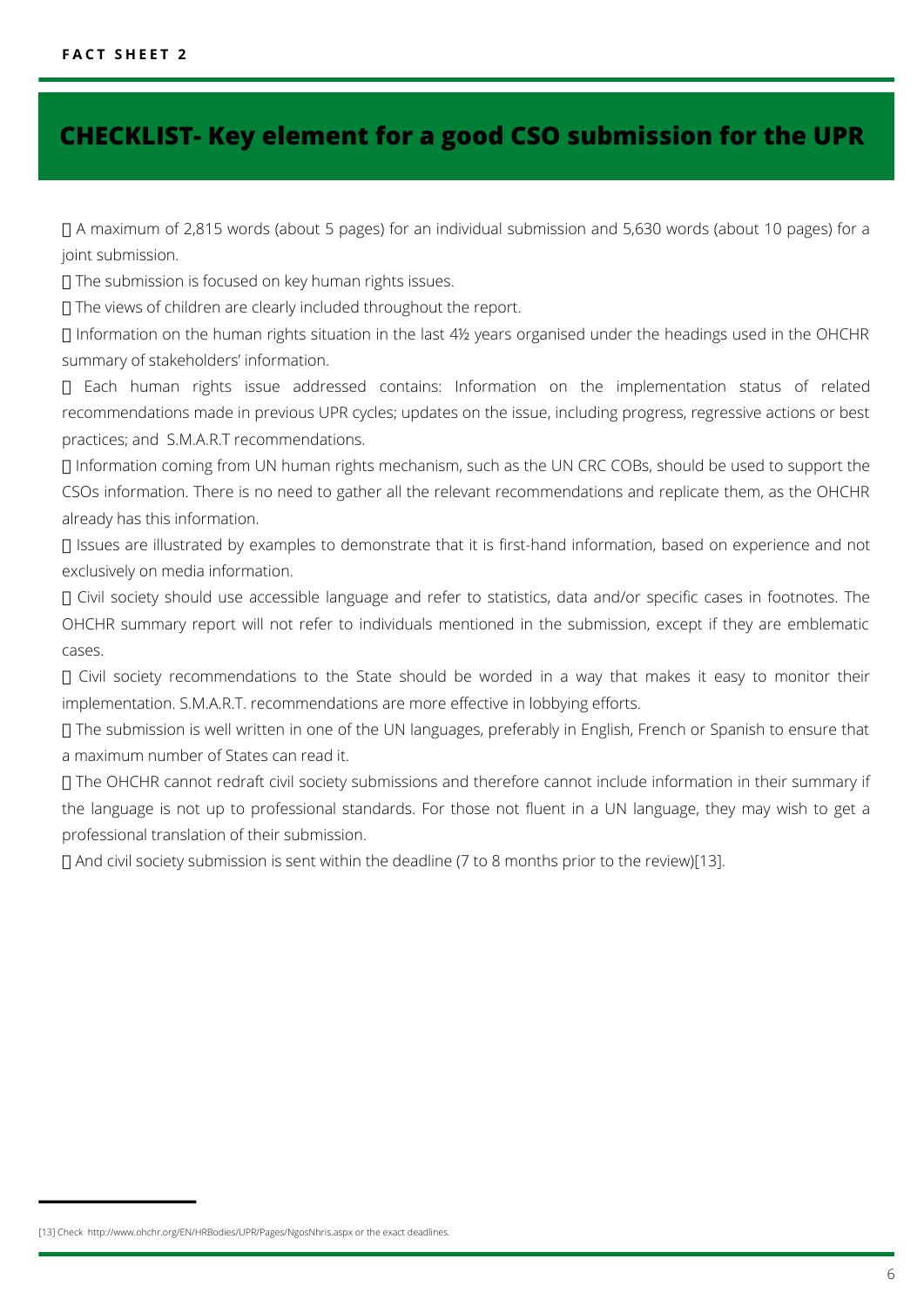**FACT SHEET 2**

## CHECKLIST- Key element for a good CSO submission for the UPR

- A maximum of 2,815 words (about 5 pages) for an individual submission and 5,630 words (about 10 pages) for a joint submission.
- The submission is focused on key human rights issues.
- The views of children are clearly included throughout the report.
- Information on the human rights situation in the last 4½ years organised under the headings used in the OHCHR summary of stakeholders' information.
- Each human rights issue addressed contains: Information on the implementation status of related recommendations made in previous UPR cycles; updates on the issue, including progress, regressive actions or best practices; and S.M.A.R.T recommendations.
- Information coming from UN human rights mechanism, such as the UN CRC COBs, should be used to support the CSOs information. There is no need to gather all the relevant recommendations and replicate them, as the OHCHR already has this information.
- Issues are illustrated by examples to demonstrate that it is first-hand information, based on experience and not exclusively on media information.
- Civil society should use accessible language and refer to statistics, data and/or specific cases in footnotes. The OHCHR summary report will not refer to individuals mentioned in the submission, except if they are emblematic cases.
- Civil society recommendations to the State should be worded in a way that makes it easy to monitor their implementation. S.M.A.R.T. recommendations are more effective in lobbying efforts.
- The submission is well written in one of the UN languages, preferably in English, French or Spanish to ensure that a maximum number of States can read it.
- The OHCHR cannot redraft civil society submissions and therefore cannot include information in their summary if the language is not up to professional standards. For those not fluent in a UN language, they may wish to get a professional translation of their submission.
- And civil society submission is sent within the deadline (7 to 8 months prior to the review)[13].

---

[13] Check http://www.ohchr.org/EN/HRBodies/UPR/Pages/NgosNhris.aspx or the exact deadlines.